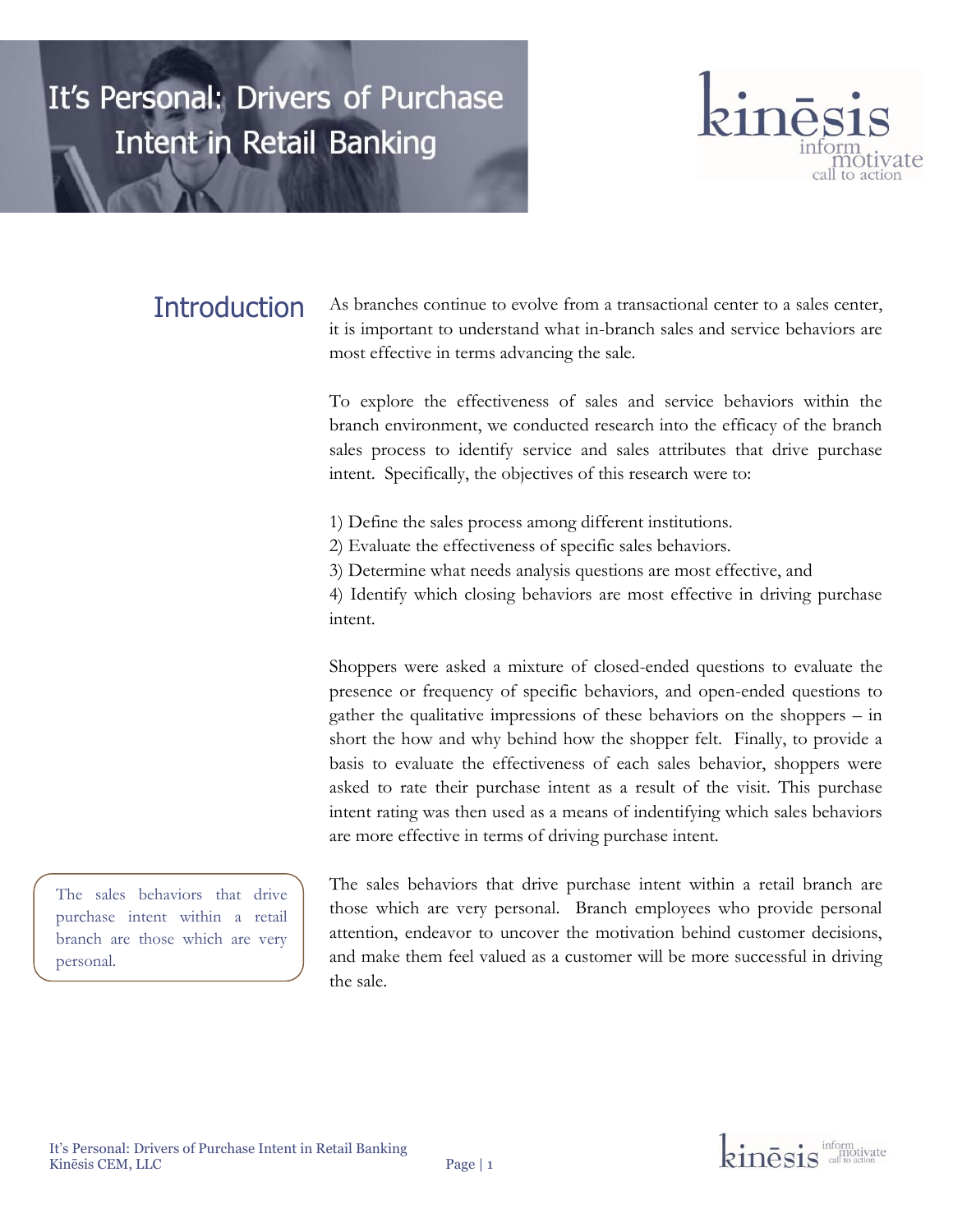# It's Personal: Drivers of Purchase Intent in Retail Banking

## Introduction

As branches continue to evolve from a transactional center to a sales center, it is important to understand what in-branch sales and service behaviors are most effective in terms advancing the sale.

To explore the effectiveness of sales and service behaviors within the branch environment, we conducted research into the efficacy of the branch sales process to identify service and sales attributes that drive purchase intent. Specifically, the objectives of this research were to:

1) Define the sales process among different institutions.
2) Evaluate the effectiveness of specific sales behaviors.
3) Determine what needs analysis questions are most effective, and
4) Identify which closing behaviors are most effective in driving purchase intent.

Shoppers were asked a mixture of closed-ended questions to evaluate the presence or frequency of specific behaviors, and open-ended questions to gather the qualitative impressions of these behaviors on the shoppers – in short the how and why behind how the shopper felt. Finally, to provide a basis to evaluate the effectiveness of each sales behavior, shoppers were asked to rate their purchase intent as a result of the visit. This purchase intent rating was then used as a means of indentifying which sales behaviors are more effective in terms of driving purchase intent.

> The sales behaviors that drive purchase intent within a retail branch are those which are very personal.

The sales behaviors that drive purchase intent within a retail branch are those which are very personal. Branch employees who provide personal attention, endeavor to uncover the motivation behind customer decisions, and make them feel valued as a customer will be more successful in driving the sale.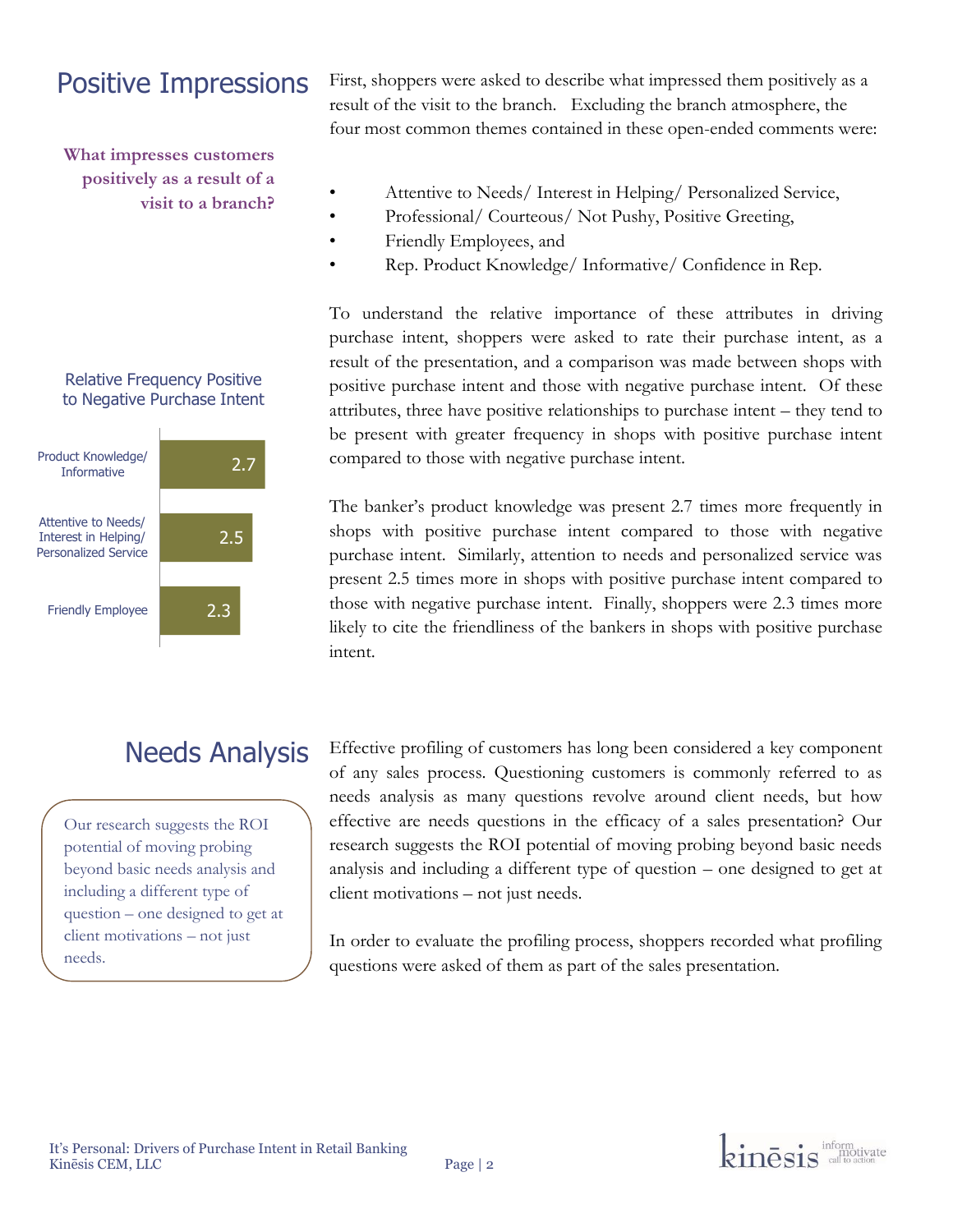## Positive Impressions

**What impresses customers positively as a result of a visit to a branch?**

First, shoppers were asked to describe what impressed them positively as a result of the visit to the branch. Excluding the branch atmosphere, the four most common themes contained in these open-ended comments were:

- Attentive to Needs/ Interest in Helping/ Personalized Service,
- Professional/ Courteous/ Not Pushy, Positive Greeting,
- Friendly Employees, and
- Rep. Product Knowledge/ Informative/ Confidence in Rep.

To understand the relative importance of these attributes in driving purchase intent, shoppers were asked to rate their purchase intent, as a result of the presentation, and a comparison was made between shops with positive purchase intent and those with negative purchase intent. Of these attributes, three have positive relationships to purchase intent – they tend to be present with greater frequency in shops with positive purchase intent compared to those with negative purchase intent.

Relative Frequency Positive to Negative Purchase Intent

| Attribute | Relative Frequency |
|---|---|
| Product Knowledge/ Informative | 2.7 |
| Attentive to Needs/ Interest in Helping/ Personalized Service | 2.5 |
| Friendly Employee | 2.3 |

The banker's product knowledge was present 2.7 times more frequently in shops with positive purchase intent compared to those with negative purchase intent. Similarly, attention to needs and personalized service was present 2.5 times more in shops with positive purchase intent compared to those with negative purchase intent. Finally, shoppers were 2.3 times more likely to cite the friendliness of the bankers in shops with positive purchase intent.

## Needs Analysis

> Our research suggests the ROI potential of moving probing beyond basic needs analysis and including a different type of question – one designed to get at client motivations – not just needs.

Effective profiling of customers has long been considered a key component of any sales process. Questioning customers is commonly referred to as needs analysis as many questions revolve around client needs, but how effective are needs questions in the efficacy of a sales presentation? Our research suggests the ROI potential of moving probing beyond basic needs analysis and including a different type of question – one designed to get at client motivations – not just needs.

In order to evaluate the profiling process, shoppers recorded what profiling questions were asked of them as part of the sales presentation.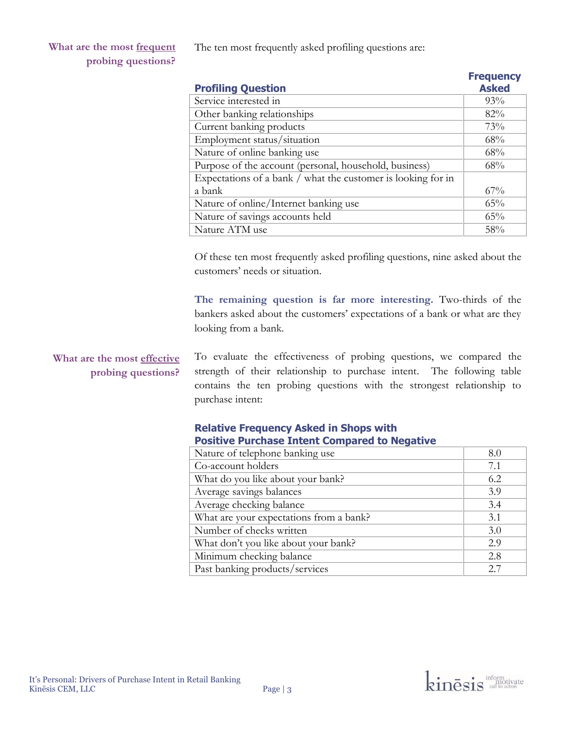## What are the most <u>frequent</u> probing questions?

The ten most frequently asked profiling questions are:

| Profiling Question | Frequency Asked |
| --- | --- |
| Service interested in | 93% |
| Other banking relationships | 82% |
| Current banking products | 73% |
| Employment status/situation | 68% |
| Nature of online banking use | 68% |
| Purpose of the account (personal, household, business) | 68% |
| Expectations of a bank / what the customer is looking for in a bank | 67% |
| Nature of online/Internet banking use | 65% |
| Nature of savings accounts held | 65% |
| Nature ATM use | 58% |

Of these ten most frequently asked profiling questions, nine asked about the customers' needs or situation.

**The remaining question is far more interesting.** Two-thirds of the bankers asked about the customers' expectations of a bank or what are they looking from a bank.

## What are the most <u>effective</u> probing questions?

To evaluate the effectiveness of probing questions, we compared the strength of their relationship to purchase intent. The following table contains the ten probing questions with the strongest relationship to purchase intent:

**Relative Frequency Asked in Shops with Positive Purchase Intent Compared to Negative**

| Question | Relative Frequency |
| --- | --- |
| Nature of telephone banking use | 8.0 |
| Co-account holders | 7.1 |
| What do you like about your bank? | 6.2 |
| Average savings balances | 3.9 |
| Average checking balance | 3.4 |
| What are your expectations from a bank? | 3.1 |
| Number of checks written | 3.0 |
| What don't you like about your bank? | 2.9 |
| Minimum checking balance | 2.8 |
| Past banking products/services | 2.7 |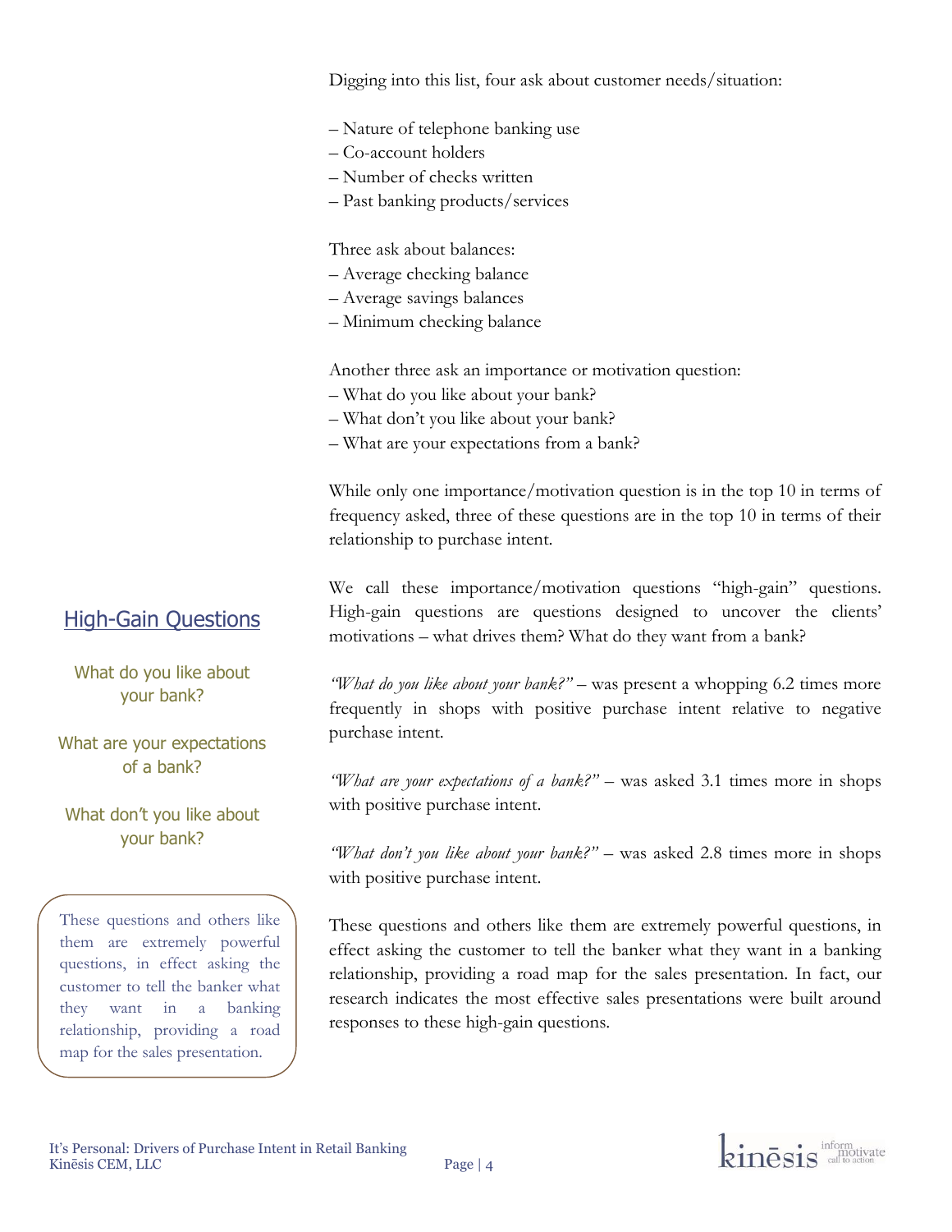Digging into this list, four ask about customer needs/situation:

– Nature of telephone banking use
– Co-account holders
– Number of checks written
– Past banking products/services

Three ask about balances:
– Average checking balance
– Average savings balances
– Minimum checking balance

Another three ask an importance or motivation question:
– What do you like about your bank?
– What don't you like about your bank?
– What are your expectations from a bank?

While only one importance/motivation question is in the top 10 in terms of frequency asked, three of these questions are in the top 10 in terms of their relationship to purchase intent.

## High-Gain Questions

What do you like about your bank?

What are your expectations of a bank?

What don't you like about your bank?

> These questions and others like them are extremely powerful questions, in effect asking the customer to tell the banker what they want in a banking relationship, providing a road map for the sales presentation.

We call these importance/motivation questions "high-gain" questions. High-gain questions are questions designed to uncover the clients' motivations – what drives them? What do they want from a bank?

*"What do you like about your bank?"* – was present a whopping 6.2 times more frequently in shops with positive purchase intent relative to negative purchase intent.

*"What are your expectations of a bank?"* – was asked 3.1 times more in shops with positive purchase intent.

*"What don't you like about your bank?"* – was asked 2.8 times more in shops with positive purchase intent.

These questions and others like them are extremely powerful questions, in effect asking the customer to tell the banker what they want in a banking relationship, providing a road map for the sales presentation. In fact, our research indicates the most effective sales presentations were built around responses to these high-gain questions.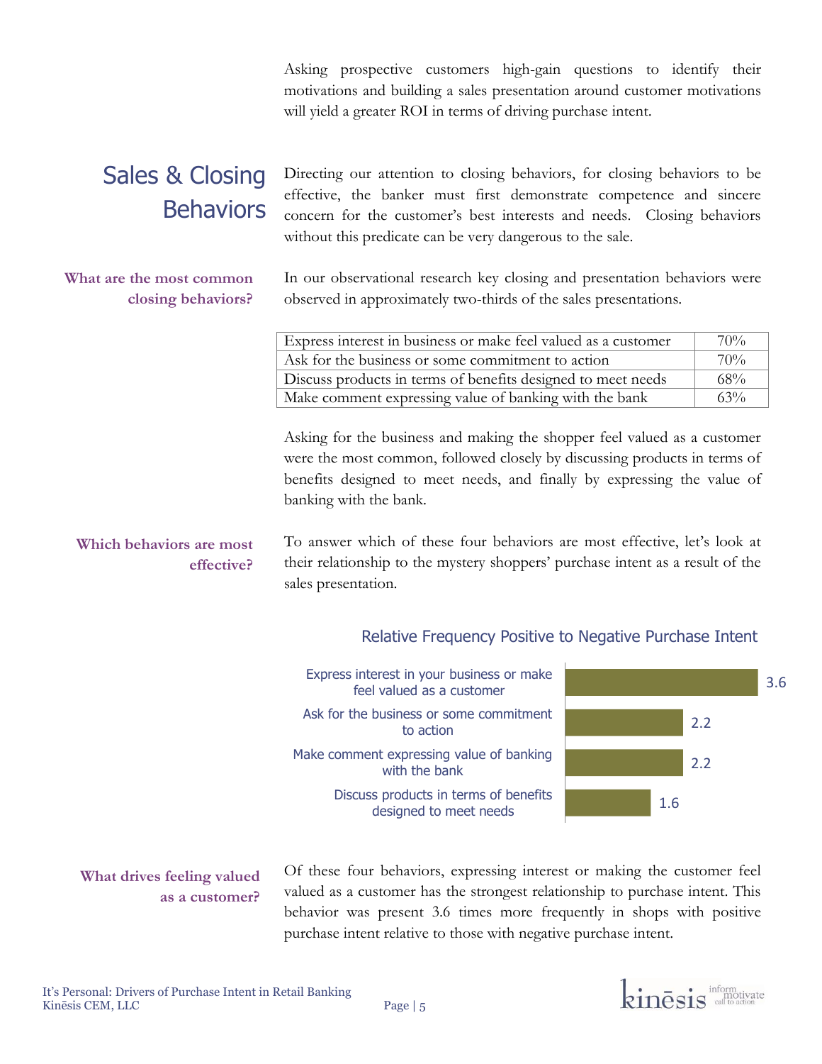Asking prospective customers high-gain questions to identify their motivations and building a sales presentation around customer motivations will yield a greater ROI in terms of driving purchase intent.

## Sales & Closing Behaviors

Directing our attention to closing behaviors, for closing behaviors to be effective, the banker must first demonstrate competence and sincere concern for the customer's best interests and needs. Closing behaviors without this predicate can be very dangerous to the sale.

### What are the most common closing behaviors?

In our observational research key closing and presentation behaviors were observed in approximately two-thirds of the sales presentations.

| Behavior | % |
|---|---|
| Express interest in business or make feel valued as a customer | 70% |
| Ask for the business or some commitment to action | 70% |
| Discuss products in terms of benefits designed to meet needs | 68% |
| Make comment expressing value of banking with the bank | 63% |

Asking for the business and making the shopper feel valued as a customer were the most common, followed closely by discussing products in terms of benefits designed to meet needs, and finally by expressing the value of banking with the bank.

### Which behaviors are most effective?

To answer which of these four behaviors are most effective, let's look at their relationship to the mystery shoppers' purchase intent as a result of the sales presentation.

**Relative Frequency Positive to Negative Purchase Intent**

| Behavior | Relative Frequency |
|---|---|
| Express interest in your business or make feel valued as a customer | 3.6 |
| Ask for the business or some commitment to action | 2.2 |
| Make comment expressing value of banking with the bank | 2.2 |
| Discuss products in terms of benefits designed to meet needs | 1.6 |

### What drives feeling valued as a customer?

Of these four behaviors, expressing interest or making the customer feel valued as a customer has the strongest relationship to purchase intent. This behavior was present 3.6 times more frequently in shops with positive purchase intent relative to those with negative purchase intent.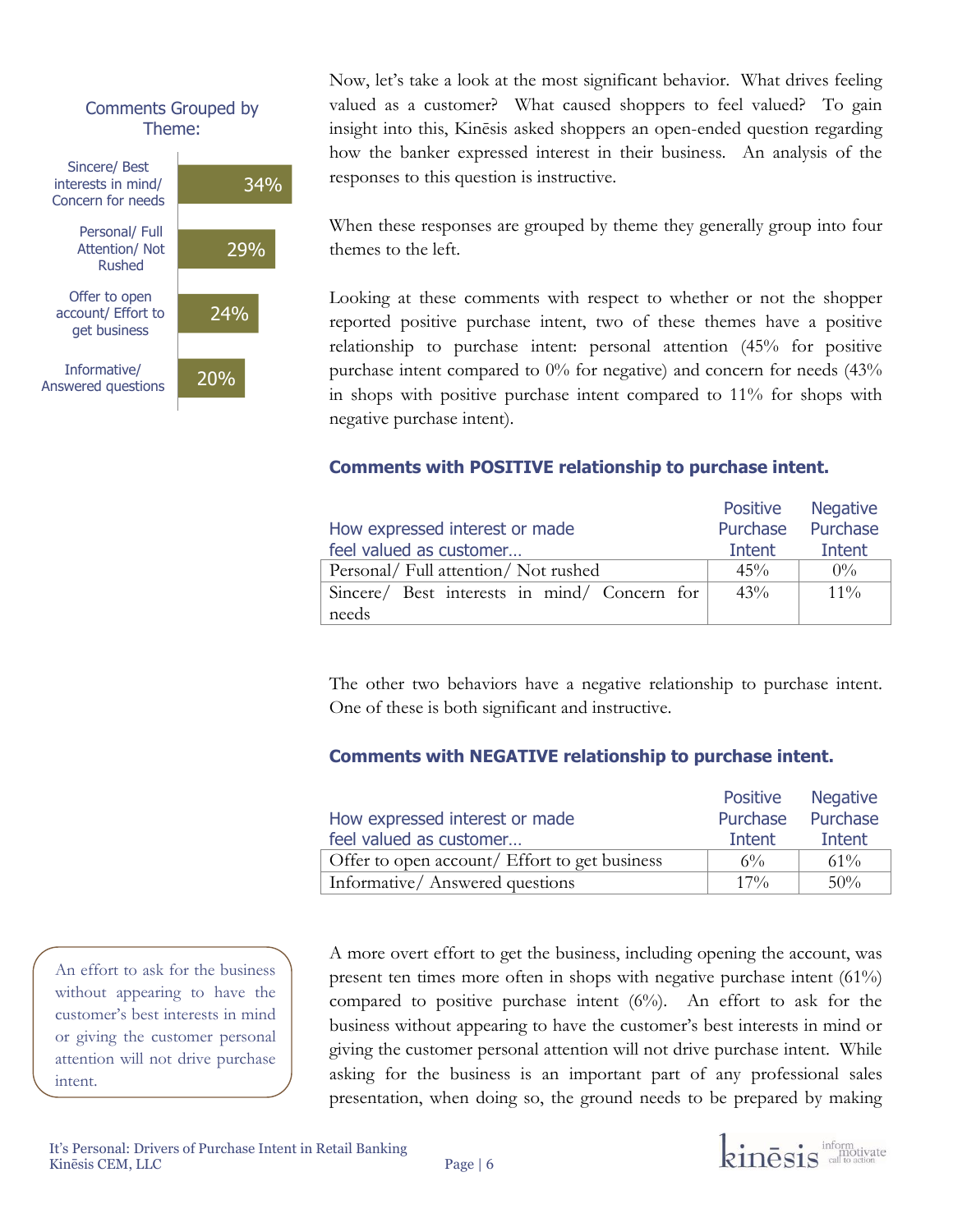Comments Grouped by Theme:

| Theme | % |
|---|---|
| Sincere/ Best interests in mind/ Concern for needs | 34% |
| Personal/ Full Attention/ Not Rushed | 29% |
| Offer to open account/ Effort to get business | 24% |
| Informative/ Answered questions | 20% |

Now, let's take a look at the most significant behavior. What drives feeling valued as a customer? What caused shoppers to feel valued? To gain insight into this, Kinēsis asked shoppers an open-ended question regarding how the banker expressed interest in their business. An analysis of the responses to this question is instructive.

When these responses are grouped by theme they generally group into four themes to the left.

Looking at these comments with respect to whether or not the shopper reported positive purchase intent, two of these themes have a positive relationship to purchase intent: personal attention (45% for positive purchase intent compared to 0% for negative) and concern for needs (43% in shops with positive purchase intent compared to 11% for shops with negative purchase intent).

### Comments with POSITIVE relationship to purchase intent.

| How expressed interest or made feel valued as customer… | Positive Purchase Intent | Negative Purchase Intent |
|---|---|---|
| Personal/ Full attention/ Not rushed | 45% | 0% |
| Sincere/ Best interests in mind/ Concern for needs | 43% | 11% |

The other two behaviors have a negative relationship to purchase intent. One of these is both significant and instructive.

### Comments with NEGATIVE relationship to purchase intent.

| How expressed interest or made feel valued as customer… | Positive Purchase Intent | Negative Purchase Intent |
|---|---|---|
| Offer to open account/ Effort to get business | 6% | 61% |
| Informative/ Answered questions | 17% | 50% |

> An effort to ask for the business without appearing to have the customer's best interests in mind or giving the customer personal attention will not drive purchase intent.

A more overt effort to get the business, including opening the account, was present ten times more often in shops with negative purchase intent (61%) compared to positive purchase intent (6%). An effort to ask for the business without appearing to have the customer's best interests in mind or giving the customer personal attention will not drive purchase intent. While asking for the business is an important part of any professional sales presentation, when doing so, the ground needs to be prepared by making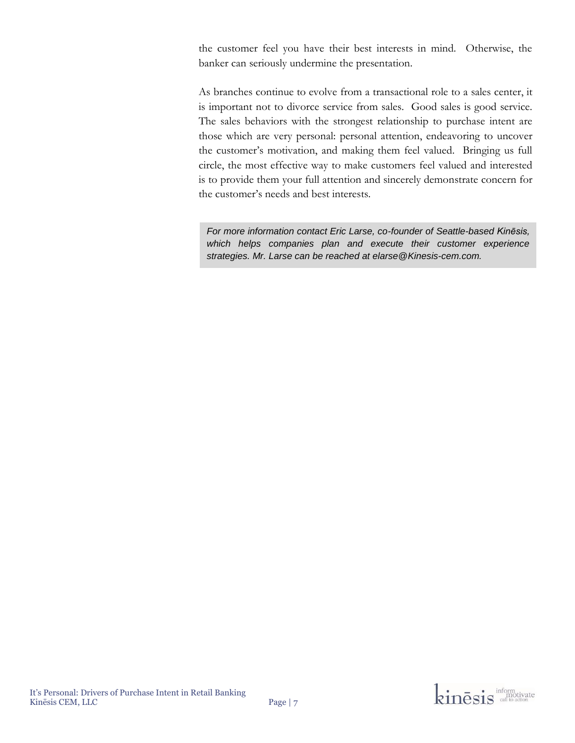the customer feel you have their best interests in mind. Otherwise, the banker can seriously undermine the presentation.

As branches continue to evolve from a transactional role to a sales center, it is important not to divorce service from sales. Good sales is good service. The sales behaviors with the strongest relationship to purchase intent are those which are very personal: personal attention, endeavoring to uncover the customer's motivation, and making them feel valued. Bringing us full circle, the most effective way to make customers feel valued and interested is to provide them your full attention and sincerely demonstrate concern for the customer's needs and best interests.

*For more information contact Eric Larse, co-founder of Seattle-based Kinēsis, which helps companies plan and execute their customer experience strategies. Mr. Larse can be reached at elarse@Kinesis-cem.com.*